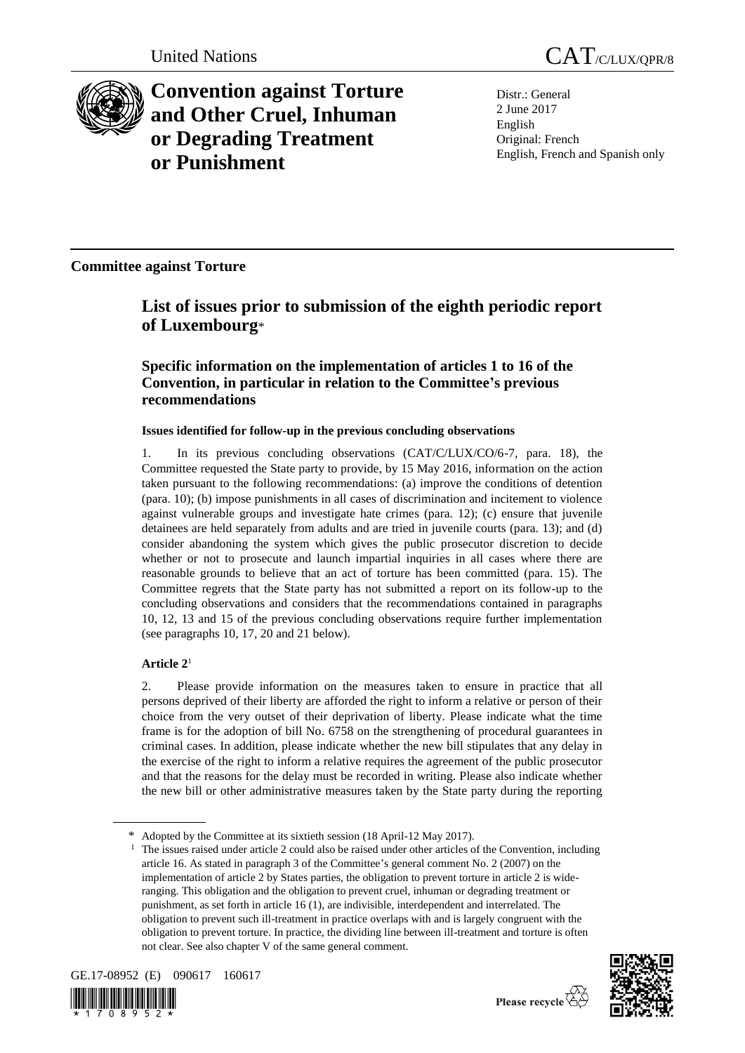United Nations

# CAT/C/LUX/QPR/8

# Convention against Torture and Other Cruel, Inhuman or Degrading Treatment or Punishment

Distr.: General
2 June 2017
English
Original: French
English, French and Spanish only

## Committee against Torture

## List of issues prior to submission of the eighth periodic report of Luxembourg*

### Specific information on the implementation of articles 1 to 16 of the Convention, in particular in relation to the Committee's previous recommendations

#### Issues identified for follow-up in the previous concluding observations

1. In its previous concluding observations (CAT/C/LUX/CO/6-7, para. 18), the Committee requested the State party to provide, by 15 May 2016, information on the action taken pursuant to the following recommendations: (a) improve the conditions of detention (para. 10); (b) impose punishments in all cases of discrimination and incitement to violence against vulnerable groups and investigate hate crimes (para. 12); (c) ensure that juvenile detainees are held separately from adults and are tried in juvenile courts (para. 13); and (d) consider abandoning the system which gives the public prosecutor discretion to decide whether or not to prosecute and launch impartial inquiries in all cases where there are reasonable grounds to believe that an act of torture has been committed (para. 15). The Committee regrets that the State party has not submitted a report on its follow-up to the concluding observations and considers that the recommendations contained in paragraphs 10, 12, 13 and 15 of the previous concluding observations require further implementation (see paragraphs 10, 17, 20 and 21 below).

#### Article 2[1]

2. Please provide information on the measures taken to ensure in practice that all persons deprived of their liberty are afforded the right to inform a relative or person of their choice from the very outset of their deprivation of liberty. Please indicate what the time frame is for the adoption of bill No. 6758 on the strengthening of procedural guarantees in criminal cases. In addition, please indicate whether the new bill stipulates that any delay in the exercise of the right to inform a relative requires the agreement of the public prosecutor and that the reasons for the delay must be recorded in writing. Please also indicate whether the new bill or other administrative measures taken by the State party during the reporting

---

* Adopted by the Committee at its sixtieth session (18 April-12 May 2017).

[1] The issues raised under article 2 could also be raised under other articles of the Convention, including article 16. As stated in paragraph 3 of the Committee's general comment No. 2 (2007) on the implementation of article 2 by States parties, the obligation to prevent torture in article 2 is wide-ranging. This obligation and the obligation to prevent cruel, inhuman or degrading treatment or punishment, as set forth in article 16 (1), are indivisible, interdependent and interrelated. The obligation to prevent such ill-treatment in practice overlaps with and is largely congruent with the obligation to prevent torture. In practice, the dividing line between ill-treatment and torture is often not clear. See also chapter V of the same general comment.

GE.17-08952 (E) 090617 160617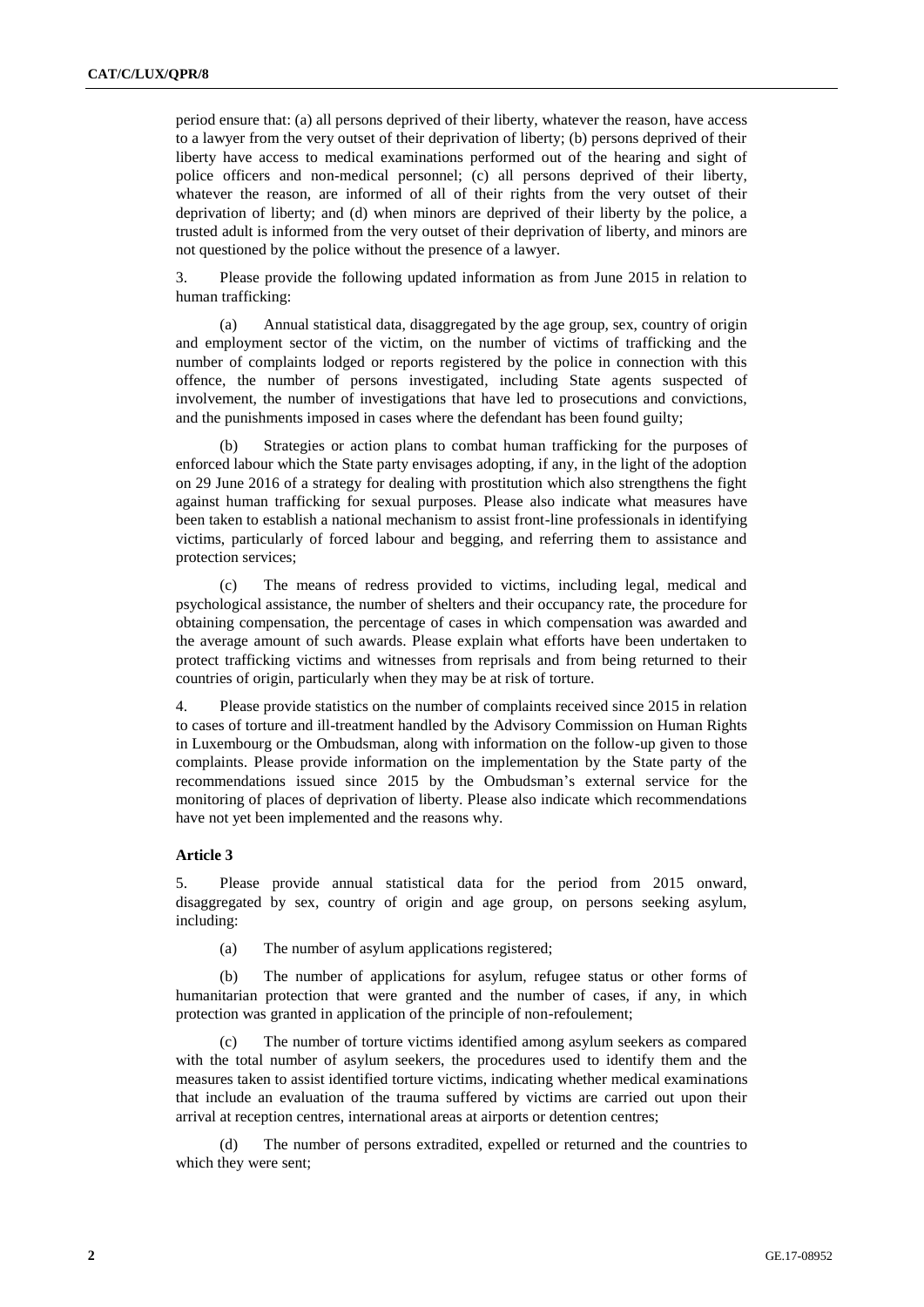period ensure that: (a) all persons deprived of their liberty, whatever the reason, have access to a lawyer from the very outset of their deprivation of liberty; (b) persons deprived of their liberty have access to medical examinations performed out of the hearing and sight of police officers and non-medical personnel; (c) all persons deprived of their liberty, whatever the reason, are informed of all of their rights from the very outset of their deprivation of liberty; and (d) when minors are deprived of their liberty by the police, a trusted adult is informed from the very outset of their deprivation of liberty, and minors are not questioned by the police without the presence of a lawyer.

3. Please provide the following updated information as from June 2015 in relation to human trafficking:

(a) Annual statistical data, disaggregated by the age group, sex, country of origin and employment sector of the victim, on the number of victims of trafficking and the number of complaints lodged or reports registered by the police in connection with this offence, the number of persons investigated, including State agents suspected of involvement, the number of investigations that have led to prosecutions and convictions, and the punishments imposed in cases where the defendant has been found guilty;

(b) Strategies or action plans to combat human trafficking for the purposes of enforced labour which the State party envisages adopting, if any, in the light of the adoption on 29 June 2016 of a strategy for dealing with prostitution which also strengthens the fight against human trafficking for sexual purposes. Please also indicate what measures have been taken to establish a national mechanism to assist front-line professionals in identifying victims, particularly of forced labour and begging, and referring them to assistance and protection services;

(c) The means of redress provided to victims, including legal, medical and psychological assistance, the number of shelters and their occupancy rate, the procedure for obtaining compensation, the percentage of cases in which compensation was awarded and the average amount of such awards. Please explain what efforts have been undertaken to protect trafficking victims and witnesses from reprisals and from being returned to their countries of origin, particularly when they may be at risk of torture.

4. Please provide statistics on the number of complaints received since 2015 in relation to cases of torture and ill-treatment handled by the Advisory Commission on Human Rights in Luxembourg or the Ombudsman, along with information on the follow-up given to those complaints. Please provide information on the implementation by the State party of the recommendations issued since 2015 by the Ombudsman's external service for the monitoring of places of deprivation of liberty. Please also indicate which recommendations have not yet been implemented and the reasons why.

### Article 3

5. Please provide annual statistical data for the period from 2015 onward, disaggregated by sex, country of origin and age group, on persons seeking asylum, including:

(a) The number of asylum applications registered;

(b) The number of applications for asylum, refugee status or other forms of humanitarian protection that were granted and the number of cases, if any, in which protection was granted in application of the principle of non-refoulement;

(c) The number of torture victims identified among asylum seekers as compared with the total number of asylum seekers, the procedures used to identify them and the measures taken to assist identified torture victims, indicating whether medical examinations that include an evaluation of the trauma suffered by victims are carried out upon their arrival at reception centres, international areas at airports or detention centres;

(d) The number of persons extradited, expelled or returned and the countries to which they were sent;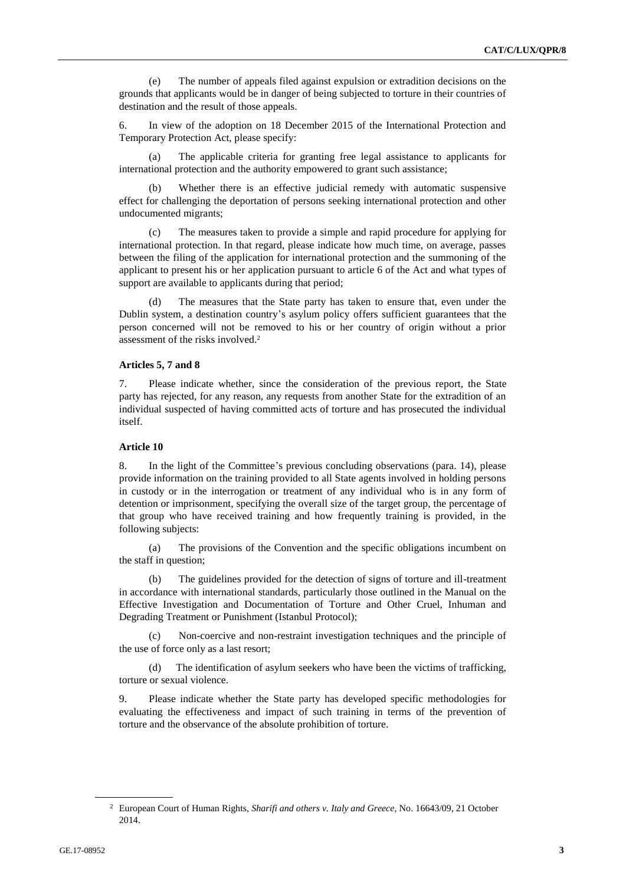(e) The number of appeals filed against expulsion or extradition decisions on the grounds that applicants would be in danger of being subjected to torture in their countries of destination and the result of those appeals.

6. In view of the adoption on 18 December 2015 of the International Protection and Temporary Protection Act, please specify:

(a) The applicable criteria for granting free legal assistance to applicants for international protection and the authority empowered to grant such assistance;

(b) Whether there is an effective judicial remedy with automatic suspensive effect for challenging the deportation of persons seeking international protection and other undocumented migrants;

(c) The measures taken to provide a simple and rapid procedure for applying for international protection. In that regard, please indicate how much time, on average, passes between the filing of the application for international protection and the summoning of the applicant to present his or her application pursuant to article 6 of the Act and what types of support are available to applicants during that period;

(d) The measures that the State party has taken to ensure that, even under the Dublin system, a destination country's asylum policy offers sufficient guarantees that the person concerned will not be removed to his or her country of origin without a prior assessment of the risks involved.[2]

**Articles 5, 7 and 8**

7. Please indicate whether, since the consideration of the previous report, the State party has rejected, for any reason, any requests from another State for the extradition of an individual suspected of having committed acts of torture and has prosecuted the individual itself.

**Article 10**

8. In the light of the Committee's previous concluding observations (para. 14), please provide information on the training provided to all State agents involved in holding persons in custody or in the interrogation or treatment of any individual who is in any form of detention or imprisonment, specifying the overall size of the target group, the percentage of that group who have received training and how frequently training is provided, in the following subjects:

(a) The provisions of the Convention and the specific obligations incumbent on the staff in question;

(b) The guidelines provided for the detection of signs of torture and ill-treatment in accordance with international standards, particularly those outlined in the Manual on the Effective Investigation and Documentation of Torture and Other Cruel, Inhuman and Degrading Treatment or Punishment (Istanbul Protocol);

(c) Non-coercive and non-restraint investigation techniques and the principle of the use of force only as a last resort;

(d) The identification of asylum seekers who have been the victims of trafficking, torture or sexual violence.

9. Please indicate whether the State party has developed specific methodologies for evaluating the effectiveness and impact of such training in terms of the prevention of torture and the observance of the absolute prohibition of torture.

[2] European Court of Human Rights, *Sharifi and others v. Italy and Greece*, No. 16643/09, 21 October 2014.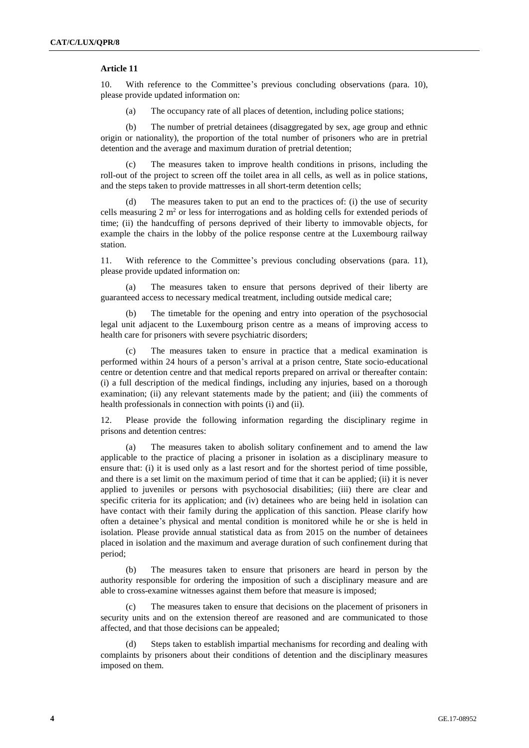**Article 11**

10. With reference to the Committee's previous concluding observations (para. 10), please provide updated information on:

(a) The occupancy rate of all places of detention, including police stations;

(b) The number of pretrial detainees (disaggregated by sex, age group and ethnic origin or nationality), the proportion of the total number of prisoners who are in pretrial detention and the average and maximum duration of pretrial detention;

(c) The measures taken to improve health conditions in prisons, including the roll-out of the project to screen off the toilet area in all cells, as well as in police stations, and the steps taken to provide mattresses in all short-term detention cells;

(d) The measures taken to put an end to the practices of: (i) the use of security cells measuring 2 $m^2$ or less for interrogations and as holding cells for extended periods of time; (ii) the handcuffing of persons deprived of their liberty to immovable objects, for example the chairs in the lobby of the police response centre at the Luxembourg railway station.

11. With reference to the Committee's previous concluding observations (para. 11), please provide updated information on:

(a) The measures taken to ensure that persons deprived of their liberty are guaranteed access to necessary medical treatment, including outside medical care;

(b) The timetable for the opening and entry into operation of the psychosocial legal unit adjacent to the Luxembourg prison centre as a means of improving access to health care for prisoners with severe psychiatric disorders;

(c) The measures taken to ensure in practice that a medical examination is performed within 24 hours of a person's arrival at a prison centre, State socio-educational centre or detention centre and that medical reports prepared on arrival or thereafter contain: (i) a full description of the medical findings, including any injuries, based on a thorough examination; (ii) any relevant statements made by the patient; and (iii) the comments of health professionals in connection with points (i) and (ii).

12. Please provide the following information regarding the disciplinary regime in prisons and detention centres:

(a) The measures taken to abolish solitary confinement and to amend the law applicable to the practice of placing a prisoner in isolation as a disciplinary measure to ensure that: (i) it is used only as a last resort and for the shortest period of time possible, and there is a set limit on the maximum period of time that it can be applied; (ii) it is never applied to juveniles or persons with psychosocial disabilities; (iii) there are clear and specific criteria for its application; and (iv) detainees who are being held in isolation can have contact with their family during the application of this sanction. Please clarify how often a detainee's physical and mental condition is monitored while he or she is held in isolation. Please provide annual statistical data as from 2015 on the number of detainees placed in isolation and the maximum and average duration of such confinement during that period;

(b) The measures taken to ensure that prisoners are heard in person by the authority responsible for ordering the imposition of such a disciplinary measure and are able to cross-examine witnesses against them before that measure is imposed;

(c) The measures taken to ensure that decisions on the placement of prisoners in security units and on the extension thereof are reasoned and are communicated to those affected, and that those decisions can be appealed;

(d) Steps taken to establish impartial mechanisms for recording and dealing with complaints by prisoners about their conditions of detention and the disciplinary measures imposed on them.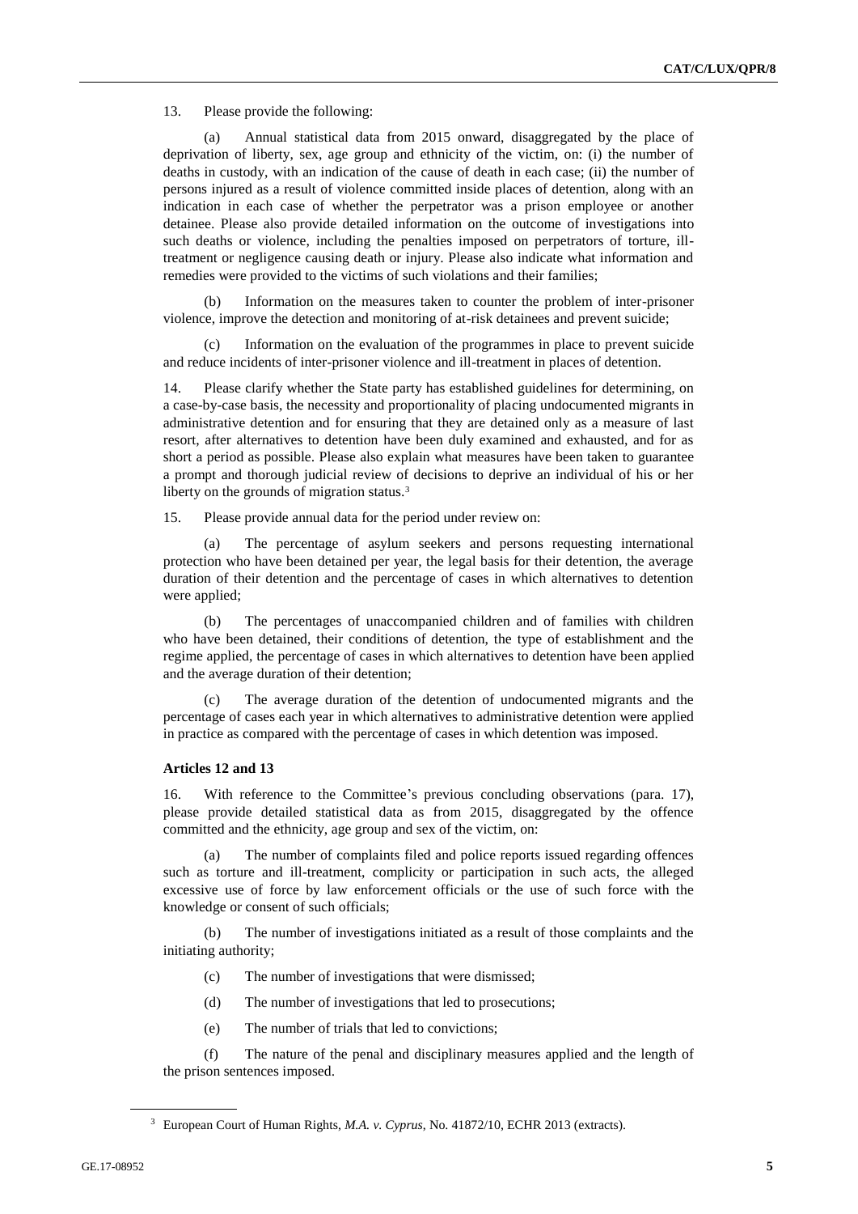13. Please provide the following:

(a) Annual statistical data from 2015 onward, disaggregated by the place of deprivation of liberty, sex, age group and ethnicity of the victim, on: (i) the number of deaths in custody, with an indication of the cause of death in each case; (ii) the number of persons injured as a result of violence committed inside places of detention, along with an indication in each case of whether the perpetrator was a prison employee or another detainee. Please also provide detailed information on the outcome of investigations into such deaths or violence, including the penalties imposed on perpetrators of torture, ill-treatment or negligence causing death or injury. Please also indicate what information and remedies were provided to the victims of such violations and their families;

(b) Information on the measures taken to counter the problem of inter-prisoner violence, improve the detection and monitoring of at-risk detainees and prevent suicide;

(c) Information on the evaluation of the programmes in place to prevent suicide and reduce incidents of inter-prisoner violence and ill-treatment in places of detention.

14. Please clarify whether the State party has established guidelines for determining, on a case-by-case basis, the necessity and proportionality of placing undocumented migrants in administrative detention and for ensuring that they are detained only as a measure of last resort, after alternatives to detention have been duly examined and exhausted, and for as short a period as possible. Please also explain what measures have been taken to guarantee a prompt and thorough judicial review of decisions to deprive an individual of his or her liberty on the grounds of migration status.[3]

15. Please provide annual data for the period under review on:

(a) The percentage of asylum seekers and persons requesting international protection who have been detained per year, the legal basis for their detention, the average duration of their detention and the percentage of cases in which alternatives to detention were applied;

(b) The percentages of unaccompanied children and of families with children who have been detained, their conditions of detention, the type of establishment and the regime applied, the percentage of cases in which alternatives to detention have been applied and the average duration of their detention;

(c) The average duration of the detention of undocumented migrants and the percentage of cases each year in which alternatives to administrative detention were applied in practice as compared with the percentage of cases in which detention was imposed.

### Articles 12 and 13

16. With reference to the Committee's previous concluding observations (para. 17), please provide detailed statistical data as from 2015, disaggregated by the offence committed and the ethnicity, age group and sex of the victim, on:

(a) The number of complaints filed and police reports issued regarding offences such as torture and ill-treatment, complicity or participation in such acts, the alleged excessive use of force by law enforcement officials or the use of such force with the knowledge or consent of such officials;

(b) The number of investigations initiated as a result of those complaints and the initiating authority;

(c) The number of investigations that were dismissed;

(d) The number of investigations that led to prosecutions;

(e) The number of trials that led to convictions;

(f) The nature of the penal and disciplinary measures applied and the length of the prison sentences imposed.

---

[3] European Court of Human Rights, *M.A. v. Cyprus*, No. 41872/10, ECHR 2013 (extracts).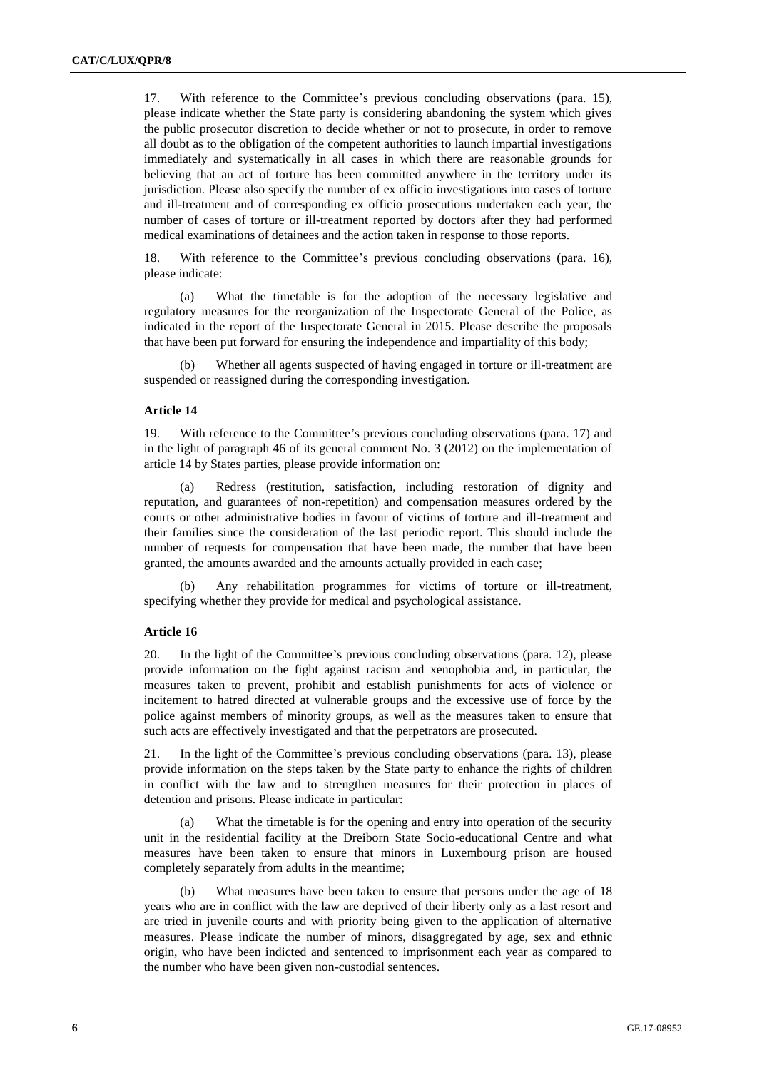17. With reference to the Committee's previous concluding observations (para. 15), please indicate whether the State party is considering abandoning the system which gives the public prosecutor discretion to decide whether or not to prosecute, in order to remove all doubt as to the obligation of the competent authorities to launch impartial investigations immediately and systematically in all cases in which there are reasonable grounds for believing that an act of torture has been committed anywhere in the territory under its jurisdiction. Please also specify the number of ex officio investigations into cases of torture and ill-treatment and of corresponding ex officio prosecutions undertaken each year, the number of cases of torture or ill-treatment reported by doctors after they had performed medical examinations of detainees and the action taken in response to those reports.

18. With reference to the Committee's previous concluding observations (para. 16), please indicate:

(a) What the timetable is for the adoption of the necessary legislative and regulatory measures for the reorganization of the Inspectorate General of the Police, as indicated in the report of the Inspectorate General in 2015. Please describe the proposals that have been put forward for ensuring the independence and impartiality of this body;

(b) Whether all agents suspected of having engaged in torture or ill-treatment are suspended or reassigned during the corresponding investigation.

### Article 14

19. With reference to the Committee's previous concluding observations (para. 17) and in the light of paragraph 46 of its general comment No. 3 (2012) on the implementation of article 14 by States parties, please provide information on:

(a) Redress (restitution, satisfaction, including restoration of dignity and reputation, and guarantees of non-repetition) and compensation measures ordered by the courts or other administrative bodies in favour of victims of torture and ill-treatment and their families since the consideration of the last periodic report. This should include the number of requests for compensation that have been made, the number that have been granted, the amounts awarded and the amounts actually provided in each case;

(b) Any rehabilitation programmes for victims of torture or ill-treatment, specifying whether they provide for medical and psychological assistance.

### Article 16

20. In the light of the Committee's previous concluding observations (para. 12), please provide information on the fight against racism and xenophobia and, in particular, the measures taken to prevent, prohibit and establish punishments for acts of violence or incitement to hatred directed at vulnerable groups and the excessive use of force by the police against members of minority groups, as well as the measures taken to ensure that such acts are effectively investigated and that the perpetrators are prosecuted.

21. In the light of the Committee's previous concluding observations (para. 13), please provide information on the steps taken by the State party to enhance the rights of children in conflict with the law and to strengthen measures for their protection in places of detention and prisons. Please indicate in particular:

(a) What the timetable is for the opening and entry into operation of the security unit in the residential facility at the Dreiborn State Socio-educational Centre and what measures have been taken to ensure that minors in Luxembourg prison are housed completely separately from adults in the meantime;

(b) What measures have been taken to ensure that persons under the age of 18 years who are in conflict with the law are deprived of their liberty only as a last resort and are tried in juvenile courts and with priority being given to the application of alternative measures. Please indicate the number of minors, disaggregated by age, sex and ethnic origin, who have been indicted and sentenced to imprisonment each year as compared to the number who have been given non-custodial sentences.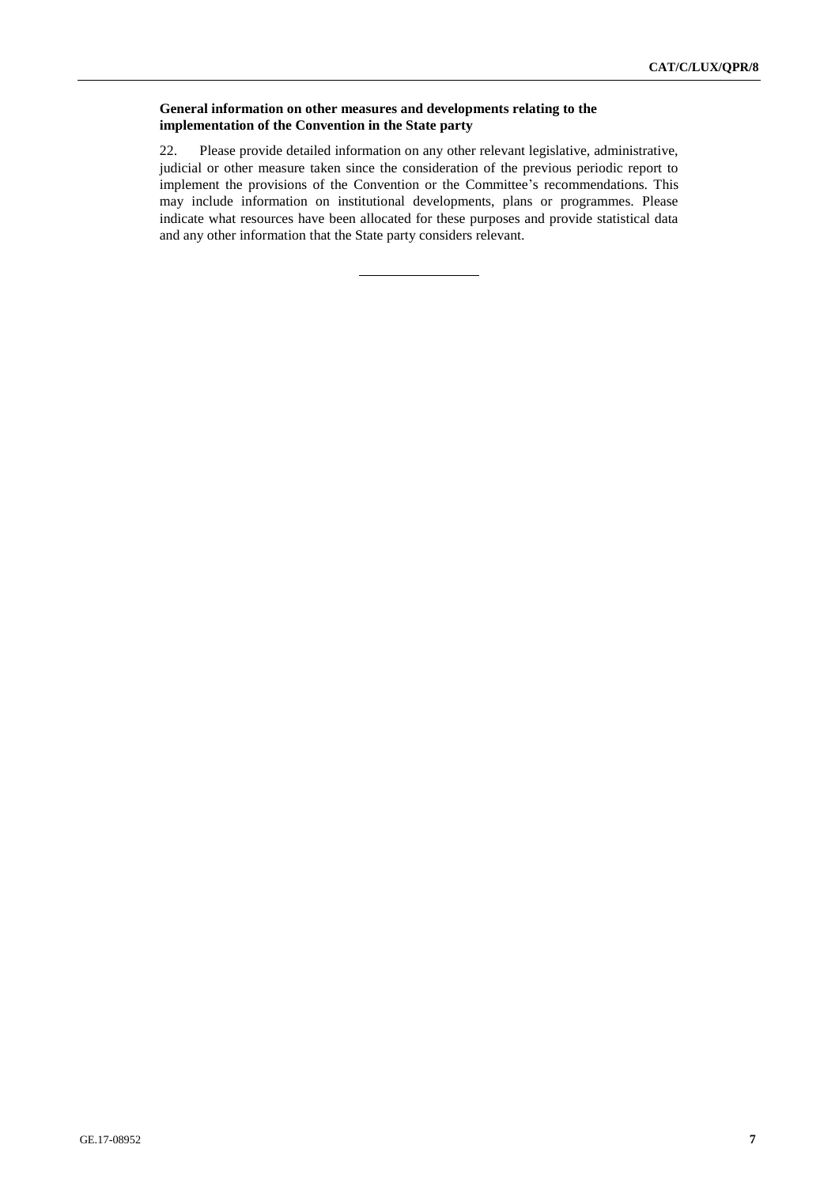### General information on other measures and developments relating to the implementation of the Convention in the State party

22. Please provide detailed information on any other relevant legislative, administrative, judicial or other measure taken since the consideration of the previous periodic report to implement the provisions of the Convention or the Committee's recommendations. This may include information on institutional developments, plans or programmes. Please indicate what resources have been allocated for these purposes and provide statistical data and any other information that the State party considers relevant.